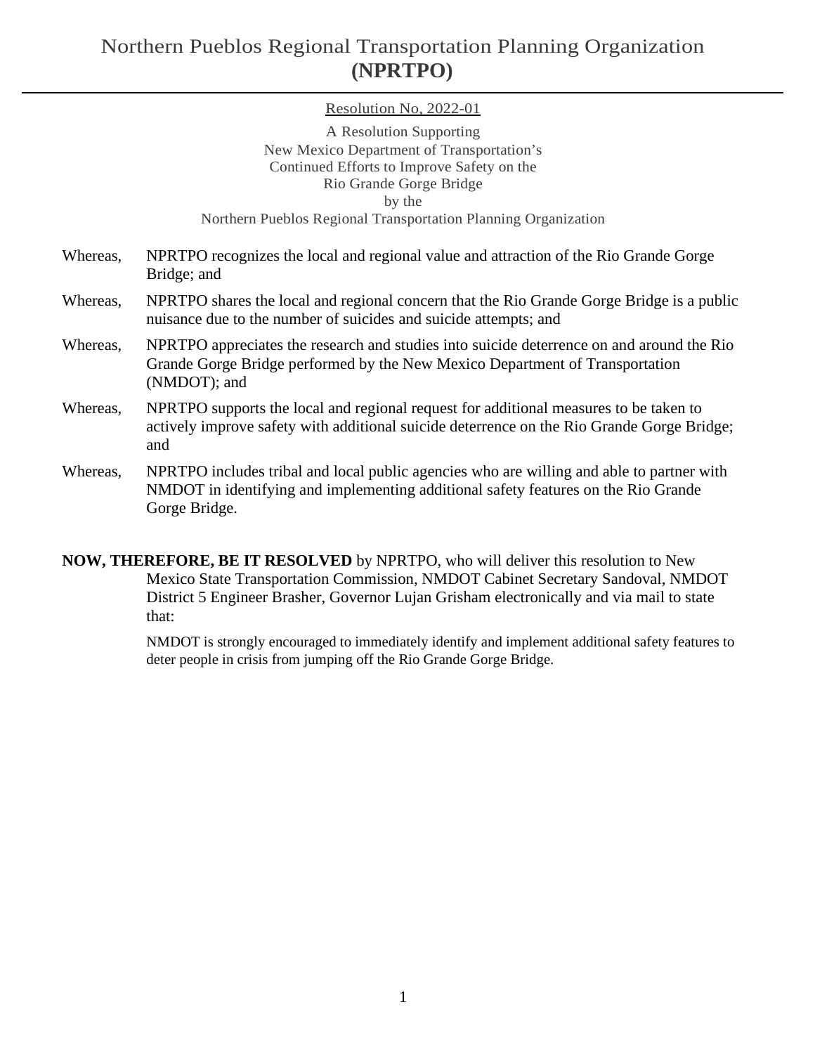# Northern Pueblos Regional Transportation Planning Organization **(NPRTPO)**

Resolution No, 2022-01

A Resolution Supporting
New Mexico Department of Transportation's
Continued Efforts to Improve Safety on the
Rio Grande Gorge Bridge
by the
Northern Pueblos Regional Transportation Planning Organization

Whereas, NPRTPO recognizes the local and regional value and attraction of the Rio Grande Gorge Bridge; and

Whereas, NPRTPO shares the local and regional concern that the Rio Grande Gorge Bridge is a public nuisance due to the number of suicides and suicide attempts; and

Whereas, NPRTPO appreciates the research and studies into suicide deterrence on and around the Rio Grande Gorge Bridge performed by the New Mexico Department of Transportation (NMDOT); and

Whereas, NPRTPO supports the local and regional request for additional measures to be taken to actively improve safety with additional suicide deterrence on the Rio Grande Gorge Bridge; and

Whereas, NPRTPO includes tribal and local public agencies who are willing and able to partner with NMDOT in identifying and implementing additional safety features on the Rio Grande Gorge Bridge.

**NOW, THEREFORE, BE IT RESOLVED** by NPRTPO, who will deliver this resolution to New Mexico State Transportation Commission, NMDOT Cabinet Secretary Sandoval, NMDOT District 5 Engineer Brasher, Governor Lujan Grisham electronically and via mail to state that:

NMDOT is strongly encouraged to immediately identify and implement additional safety features to deter people in crisis from jumping off the Rio Grande Gorge Bridge.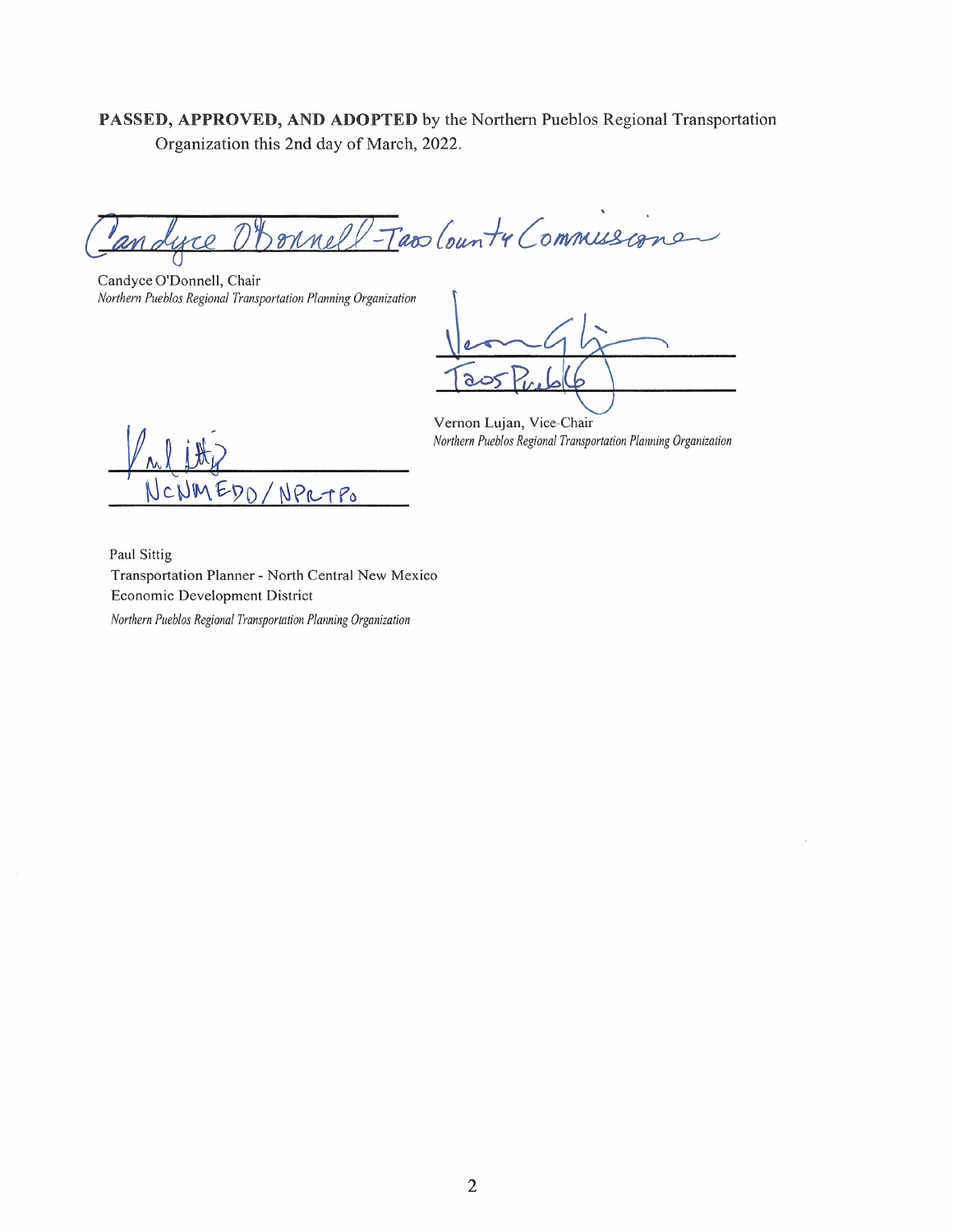**PASSED, APPROVED, AND ADOPTED** by the Northern Pueblos Regional Transportation Organization this 2nd day of March, 2022.

Candyce O'Donnell - Taos County Commissioner

Candyce O'Donnell, Chair
*Northern Pueblos Regional Transportation Planning Organization*

Taos Pueblo

Vernon Lujan, Vice-Chair
*Northern Pueblos Regional Transportation Planning Organization*

NCNMEDD / NPRTPO

Paul Sittig
Transportation Planner - North Central New Mexico Economic Development District
*Northern Pueblos Regional Transportation Planning Organization*